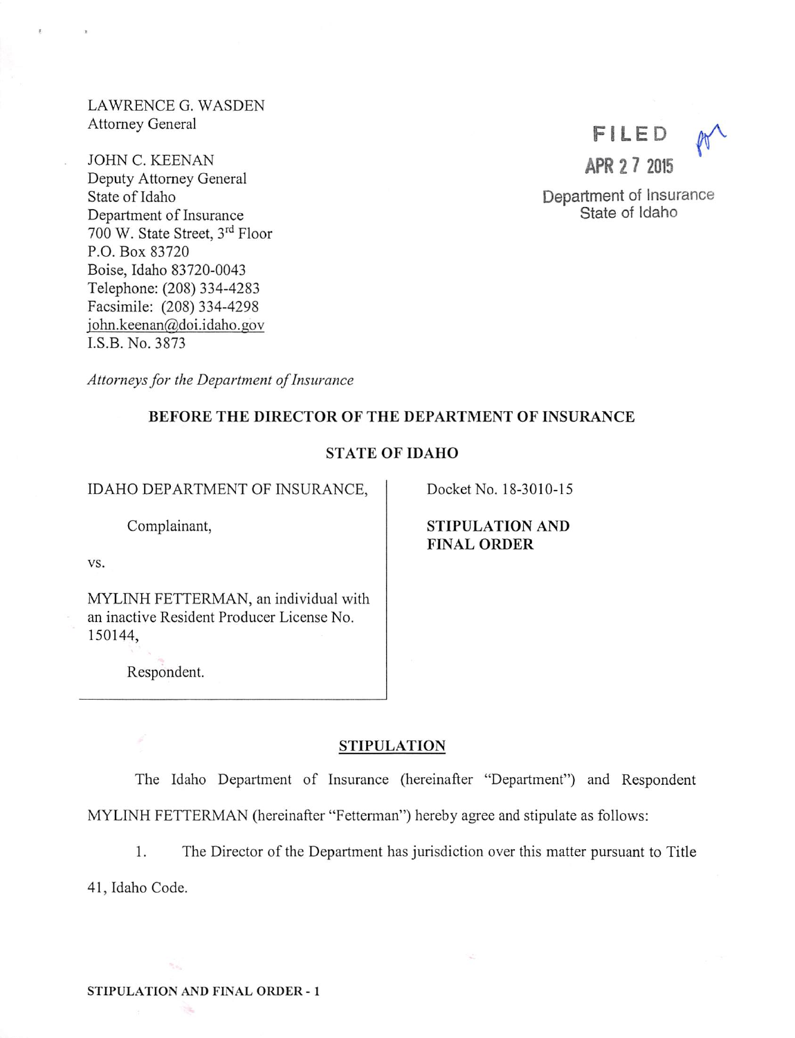LAWRENCE G. WASDEN
Attorney General

JOHN C. KEENAN
Deputy Attorney General
State of Idaho
Department of Insurance
700 W. State Street, 3rd Floor
P.O. Box 83720
Boise, Idaho 83720-0043
Telephone: (208) 334-4283
Facsimile: (208) 334-4298
john.keenan@doi.idaho.gov
I.S.B. No. 3873

*Attorneys for the Department of Insurance*

FILED
APR 27 2015
Department of Insurance
State of Idaho

**BEFORE THE DIRECTOR OF THE DEPARTMENT OF INSURANCE**

**STATE OF IDAHO**

IDAHO DEPARTMENT OF INSURANCE,

Complainant,

vs.

MYLINH FETTERMAN, an individual with an inactive Resident Producer License No. 150144,

Respondent.

Docket No. 18-3010-15

**STIPULATION AND FINAL ORDER**

## STIPULATION

The Idaho Department of Insurance (hereinafter "Department") and Respondent MYLINH FETTERMAN (hereinafter "Fetterman") hereby agree and stipulate as follows:

1. The Director of the Department has jurisdiction over this matter pursuant to Title 41, Idaho Code.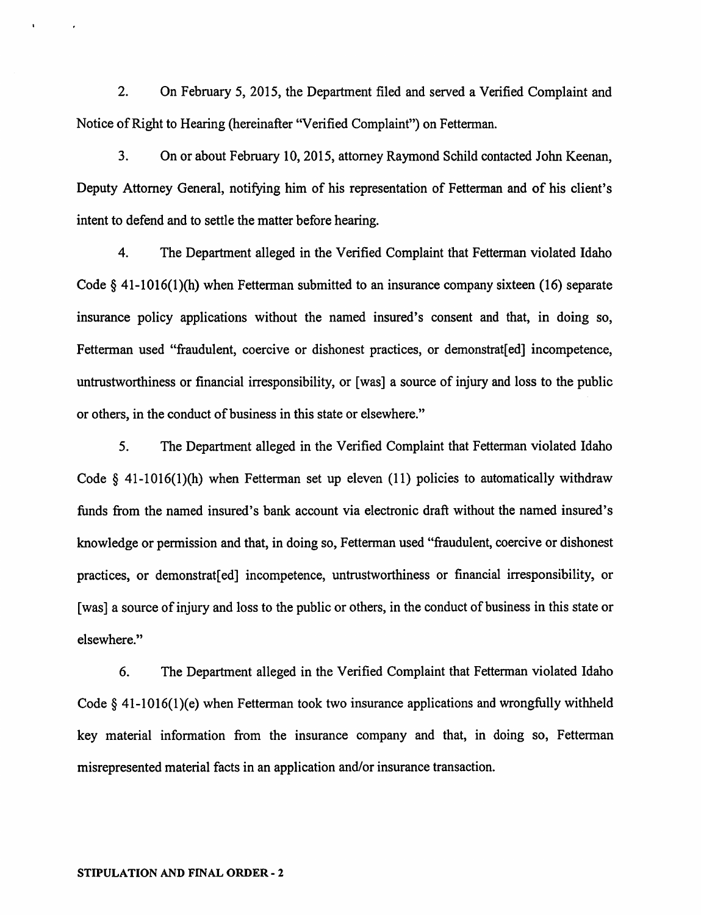2. On February 5, 2015, the Department filed and served a Verified Complaint and Notice of Right to Hearing (hereinafter "Verified Complaint") on Fetterman.

3. On or about February 10, 2015, attorney Raymond Schild contacted John Keenan, Deputy Attorney General, notifying him of his representation of Fetterman and of his client's intent to defend and to settle the matter before hearing.

4. The Department alleged in the Verified Complaint that Fetterman violated Idaho Code § 41-1016(1)(h) when Fetterman submitted to an insurance company sixteen (16) separate insurance policy applications without the named insured's consent and that, in doing so, Fetterman used "fraudulent, coercive or dishonest practices, or demonstrat[ed] incompetence, untrustworthiness or financial irresponsibility, or [was] a source of injury and loss to the public or others, in the conduct of business in this state or elsewhere."

5. The Department alleged in the Verified Complaint that Fetterman violated Idaho Code § 41-1016(1)(h) when Fetterman set up eleven (11) policies to automatically withdraw funds from the named insured's bank account via electronic draft without the named insured's knowledge or permission and that, in doing so, Fetterman used "fraudulent, coercive or dishonest practices, or demonstrat[ed] incompetence, untrustworthiness or financial irresponsibility, or [was] a source of injury and loss to the public or others, in the conduct of business in this state or elsewhere."

6. The Department alleged in the Verified Complaint that Fetterman violated Idaho Code § 41-1016(1)(e) when Fetterman took two insurance applications and wrongfully withheld key material information from the insurance company and that, in doing so, Fetterman misrepresented material facts in an application and/or insurance transaction.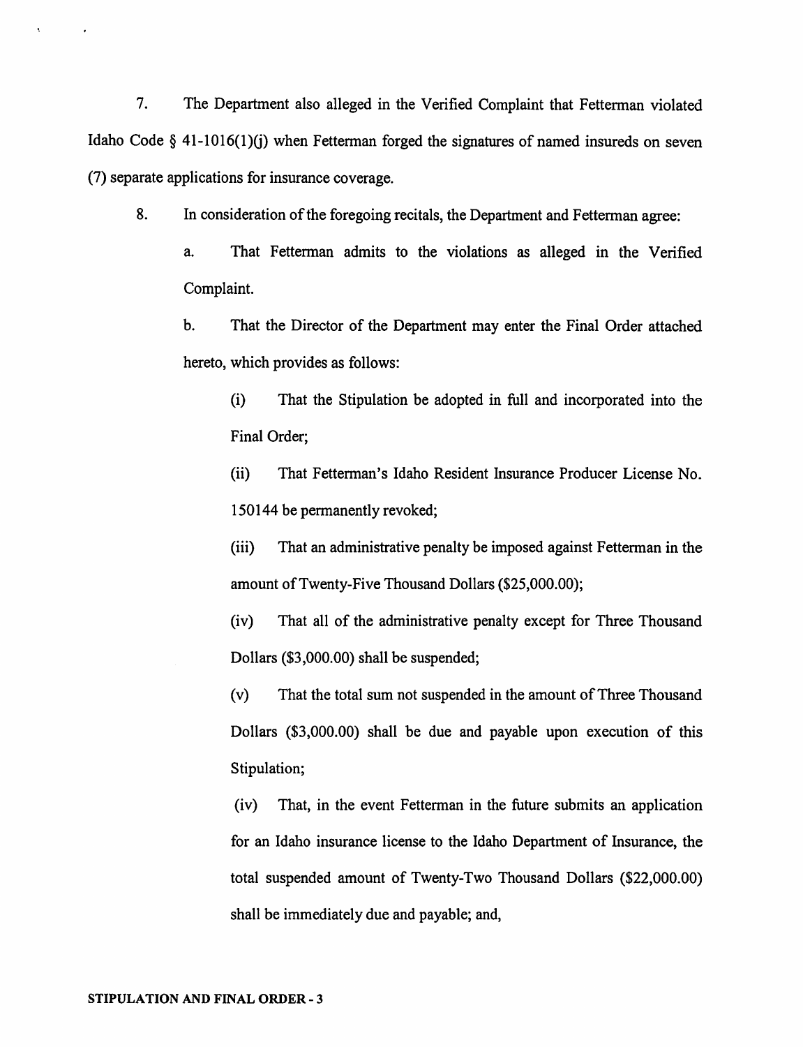7. The Department also alleged in the Verified Complaint that Fetterman violated Idaho Code § 41-1016(1)(j) when Fetterman forged the signatures of named insureds on seven (7) separate applications for insurance coverage.

8. In consideration of the foregoing recitals, the Department and Fetterman agree:

a. That Fetterman admits to the violations as alleged in the Verified Complaint.

b. That the Director of the Department may enter the Final Order attached hereto, which provides as follows:

(i) That the Stipulation be adopted in full and incorporated into the Final Order;

(ii) That Fetterman's Idaho Resident Insurance Producer License No. 150144 be permanently revoked;

(iii) That an administrative penalty be imposed against Fetterman in the amount of Twenty-Five Thousand Dollars ($25,000.00);

(iv) That all of the administrative penalty except for Three Thousand Dollars ($3,000.00) shall be suspended;

(v) That the total sum not suspended in the amount of Three Thousand Dollars ($3,000.00) shall be due and payable upon execution of this Stipulation;

(iv) That, in the event Fetterman in the future submits an application for an Idaho insurance license to the Idaho Department of Insurance, the total suspended amount of Twenty-Two Thousand Dollars ($22,000.00) shall be immediately due and payable; and,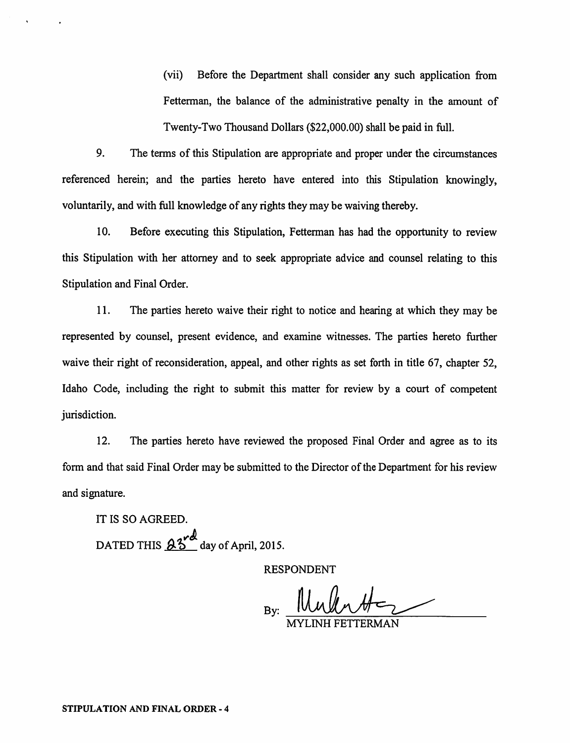(vii) Before the Department shall consider any such application from Fetterman, the balance of the administrative penalty in the amount of Twenty-Two Thousand Dollars ($22,000.00) shall be paid in full.

9. The terms of this Stipulation are appropriate and proper under the circumstances referenced herein; and the parties hereto have entered into this Stipulation knowingly, voluntarily, and with full knowledge of any rights they may be waiving thereby.

10. Before executing this Stipulation, Fetterman has had the opportunity to review this Stipulation with her attorney and to seek appropriate advice and counsel relating to this Stipulation and Final Order.

11. The parties hereto waive their right to notice and hearing at which they may be represented by counsel, present evidence, and examine witnesses. The parties hereto further waive their right of reconsideration, appeal, and other rights as set forth in title 67, chapter 52, Idaho Code, including the right to submit this matter for review by a court of competent jurisdiction.

12. The parties hereto have reviewed the proposed Final Order and agree as to its form and that said Final Order may be submitted to the Director of the Department for his review and signature.

IT IS SO AGREED.

DATED THIS 23rd day of April, 2015.

RESPONDENT

By: ______________________

MYLINH FETTERMAN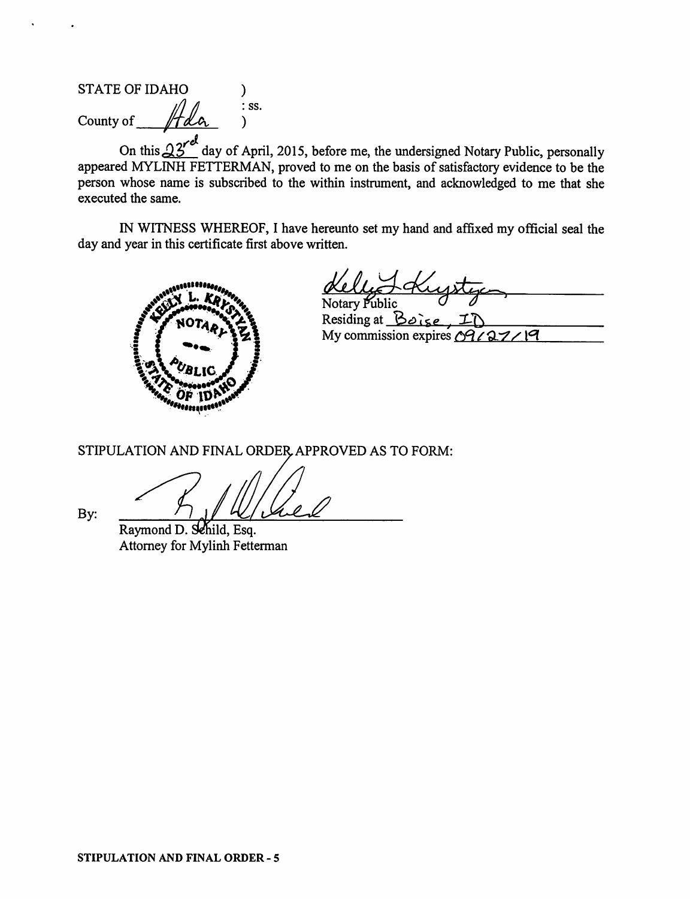STATE OF IDAHO )
: ss.
County of Ada )

On this 23rd day of April, 2015, before me, the undersigned Notary Public, personally appeared MYLINH FETTERMAN, proved to me on the basis of satisfactory evidence to be the person whose name is subscribed to the within instrument, and acknowledged to me that she executed the same.

IN WITNESS WHEREOF, I have hereunto set my hand and affixed my official seal the day and year in this certificate first above written.

KELLY L. KRYSTYAN NOTARY PUBLIC STATE OF IDAHO

Notary Public
Residing at Boise, ID
My commission expires 09/27/19

STIPULATION AND FINAL ORDER APPROVED AS TO FORM:

By: ______________________
Raymond D. Schild, Esq.
Attorney for Mylinh Fetterman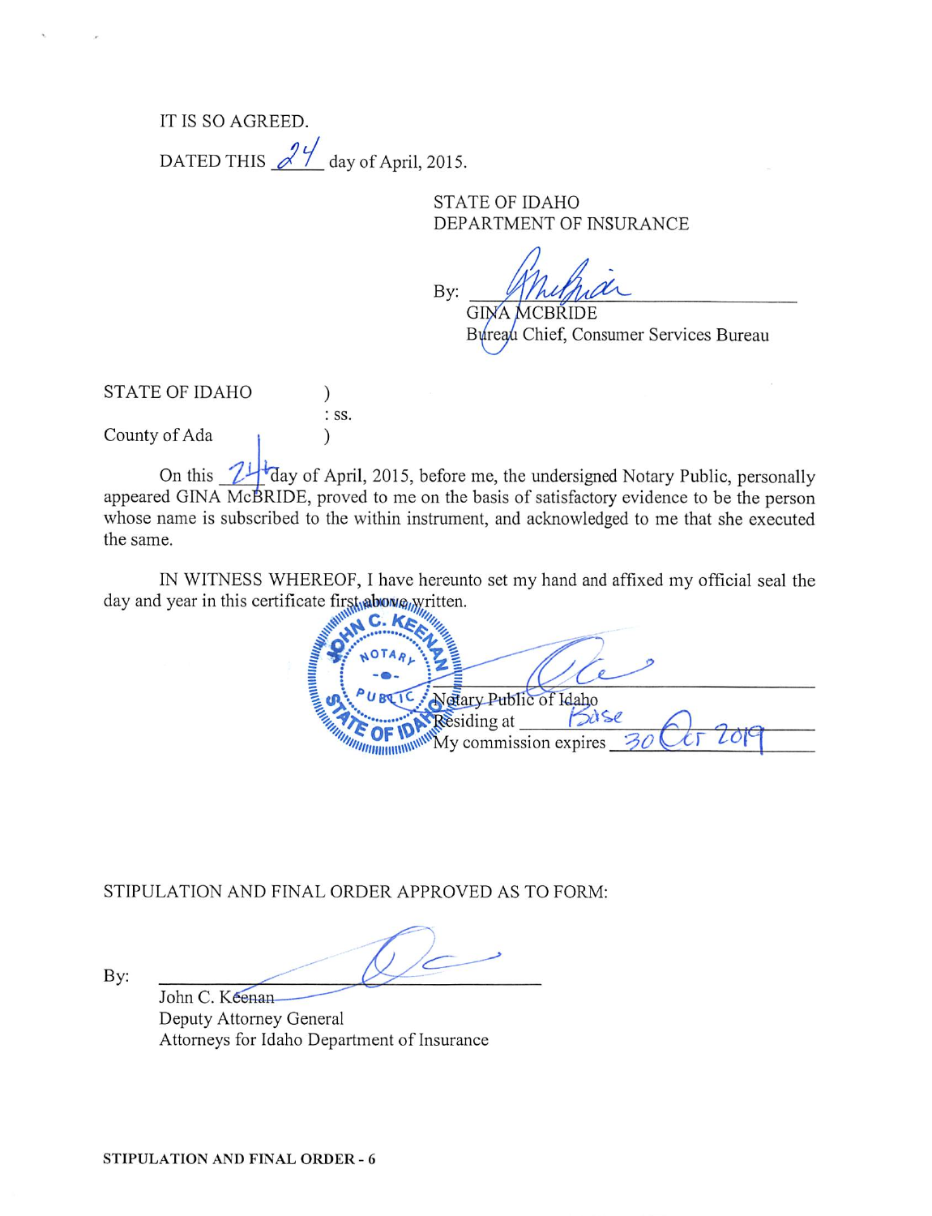IT IS SO AGREED.

DATED THIS 24 day of April, 2015.

STATE OF IDAHO
DEPARTMENT OF INSURANCE

By: ______________________
GINA MCBRIDE
Bureau Chief, Consumer Services Bureau

STATE OF IDAHO )
: ss.
County of Ada )

On this 24 day of April, 2015, before me, the undersigned Notary Public, personally appeared GINA McBRIDE, proved to me on the basis of satisfactory evidence to be the person whose name is subscribed to the within instrument, and acknowledged to me that she executed the same.

IN WITNESS WHEREOF, I have hereunto set my hand and affixed my official seal the day and year in this certificate first above written.

JOHN C. KEENAN
NOTARY PUBLIC
STATE OF IDAHO

______________________
Notary Public of Idaho
Residing at Boise
My commission expires 30 Oct 2019

STIPULATION AND FINAL ORDER APPROVED AS TO FORM:

By: ______________________
John C. Keenan
Deputy Attorney General
Attorneys for Idaho Department of Insurance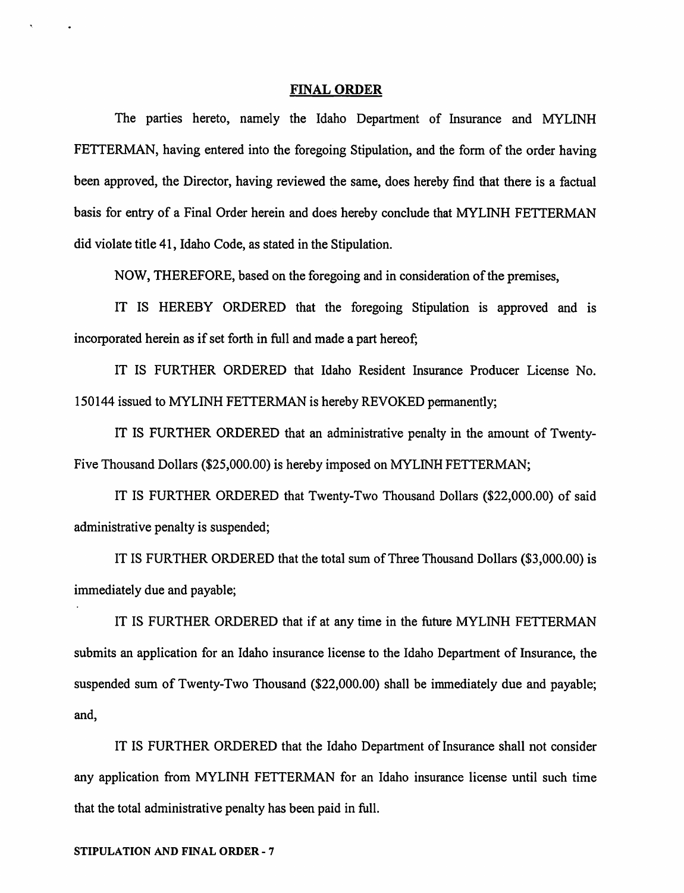## FINAL ORDER

The parties hereto, namely the Idaho Department of Insurance and MYLINH FETTERMAN, having entered into the foregoing Stipulation, and the form of the order having been approved, the Director, having reviewed the same, does hereby find that there is a factual basis for entry of a Final Order herein and does hereby conclude that MYLINH FETTERMAN did violate title 41, Idaho Code, as stated in the Stipulation.

NOW, THEREFORE, based on the foregoing and in consideration of the premises,

IT IS HEREBY ORDERED that the foregoing Stipulation is approved and is incorporated herein as if set forth in full and made a part hereof;

IT IS FURTHER ORDERED that Idaho Resident Insurance Producer License No. 150144 issued to MYLINH FETTERMAN is hereby REVOKED permanently;

IT IS FURTHER ORDERED that an administrative penalty in the amount of Twenty-Five Thousand Dollars ($25,000.00) is hereby imposed on MYLINH FETTERMAN;

IT IS FURTHER ORDERED that Twenty-Two Thousand Dollars ($22,000.00) of said administrative penalty is suspended;

IT IS FURTHER ORDERED that the total sum of Three Thousand Dollars ($3,000.00) is immediately due and payable;

IT IS FURTHER ORDERED that if at any time in the future MYLINH FETTERMAN submits an application for an Idaho insurance license to the Idaho Department of Insurance, the suspended sum of Twenty-Two Thousand ($22,000.00) shall be immediately due and payable; and,

IT IS FURTHER ORDERED that the Idaho Department of Insurance shall not consider any application from MYLINH FETTERMAN for an Idaho insurance license until such time that the total administrative penalty has been paid in full.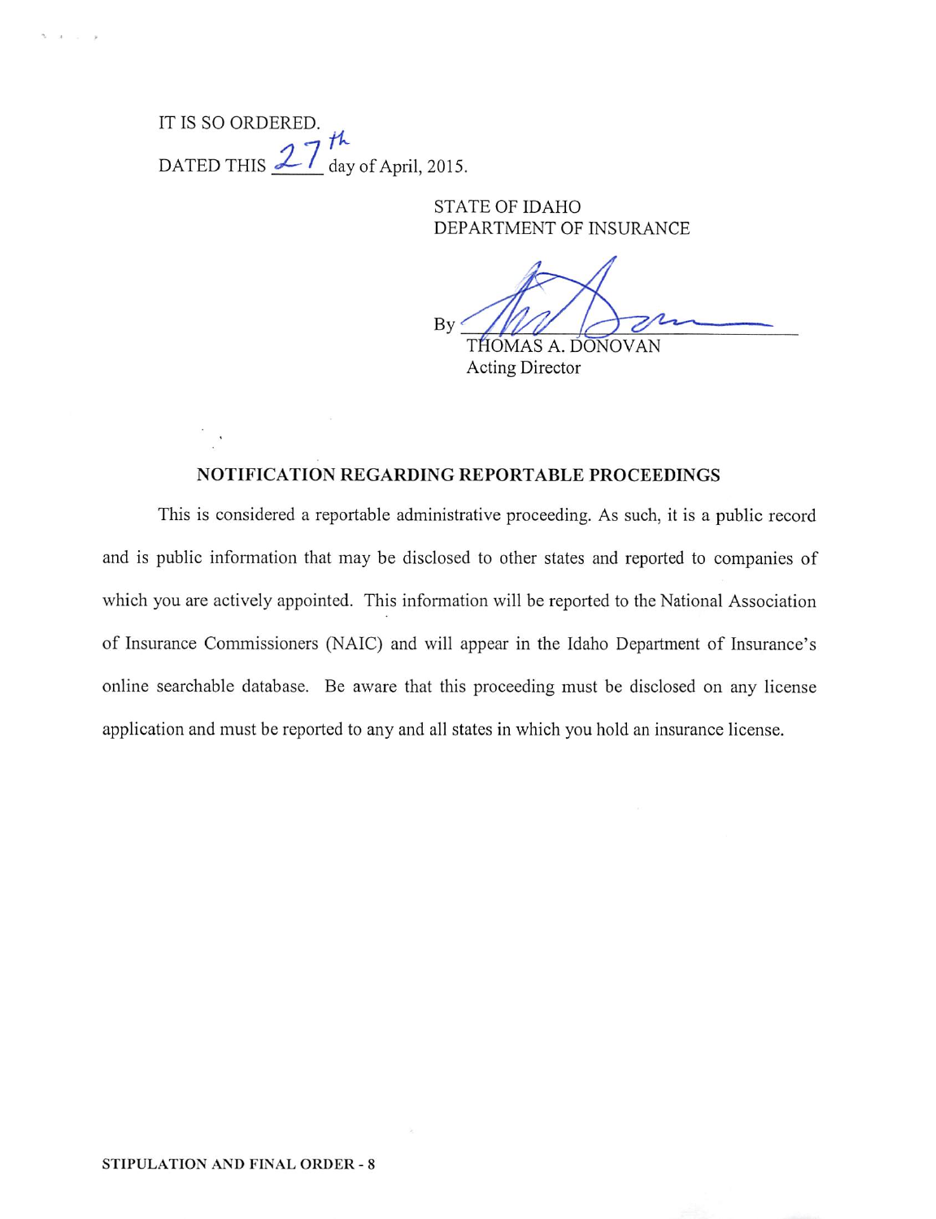IT IS SO ORDERED.

DATED THIS 27th day of April, 2015.

STATE OF IDAHO
DEPARTMENT OF INSURANCE

By ______________________
THOMAS A. DONOVAN
Acting Director

**NOTIFICATION REGARDING REPORTABLE PROCEEDINGS**

This is considered a reportable administrative proceeding. As such, it is a public record and is public information that may be disclosed to other states and reported to companies of which you are actively appointed. This information will be reported to the National Association of Insurance Commissioners (NAIC) and will appear in the Idaho Department of Insurance's online searchable database. Be aware that this proceeding must be disclosed on any license application and must be reported to any and all states in which you hold an insurance license.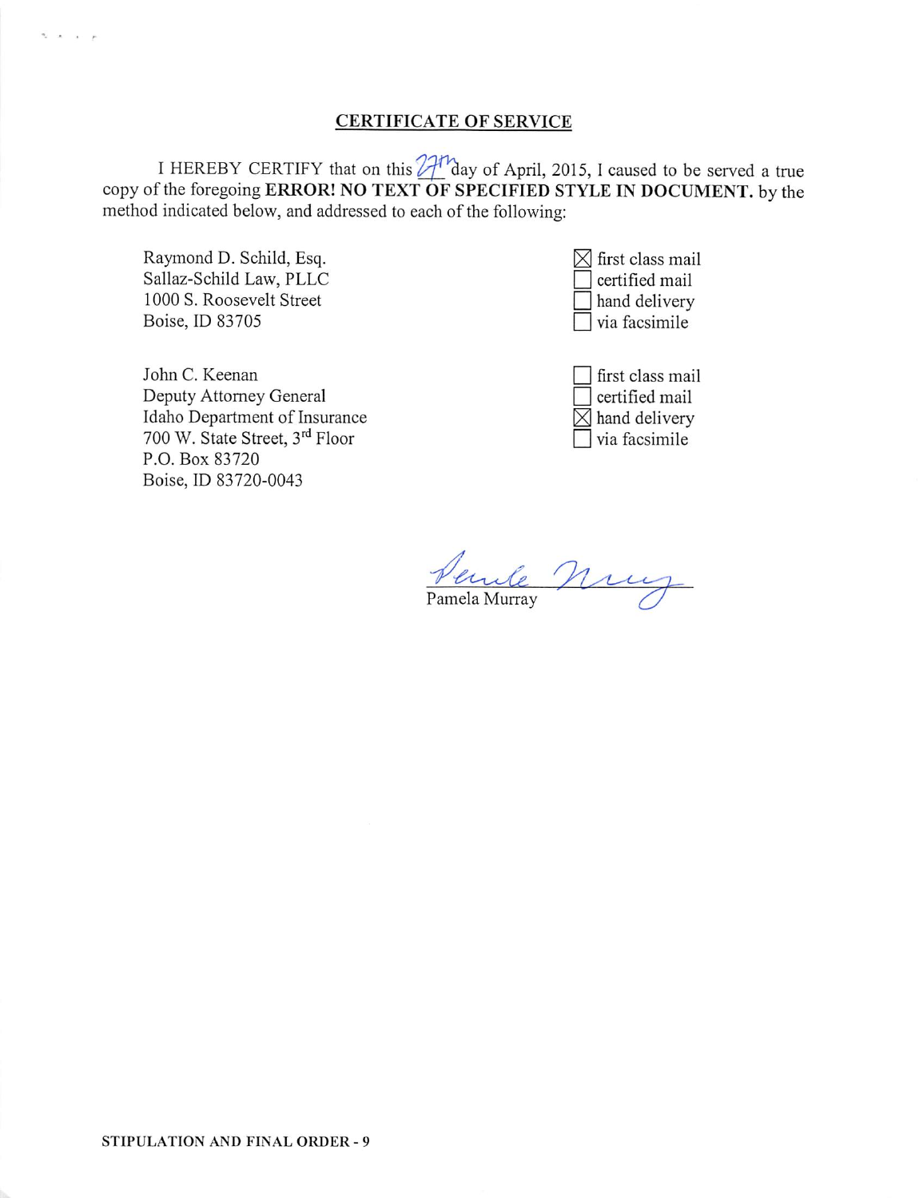## CERTIFICATE OF SERVICE

I HEREBY CERTIFY that on this 27th day of April, 2015, I caused to be served a true copy of the foregoing **ERROR! NO TEXT OF SPECIFIED STYLE IN DOCUMENT.** by the method indicated below, and addressed to each of the following:

| | |
|---|---|
| Raymond D. Schild, Esq.<br>Sallaz-Schild Law, PLLC<br>1000 S. Roosevelt Street<br>Boise, ID 83705 | ☒ first class mail<br>☐ certified mail<br>☐ hand delivery<br>☐ via facsimile |
| John C. Keenan<br>Deputy Attorney General<br>Idaho Department of Insurance<br>700 W. State Street, 3rd Floor<br>P.O. Box 83720<br>Boise, ID 83720-0043 | ☐ first class mail<br>☐ certified mail<br>☒ hand delivery<br>☐ via facsimile |

Pamela Murray

STIPULATION AND FINAL ORDER - 9